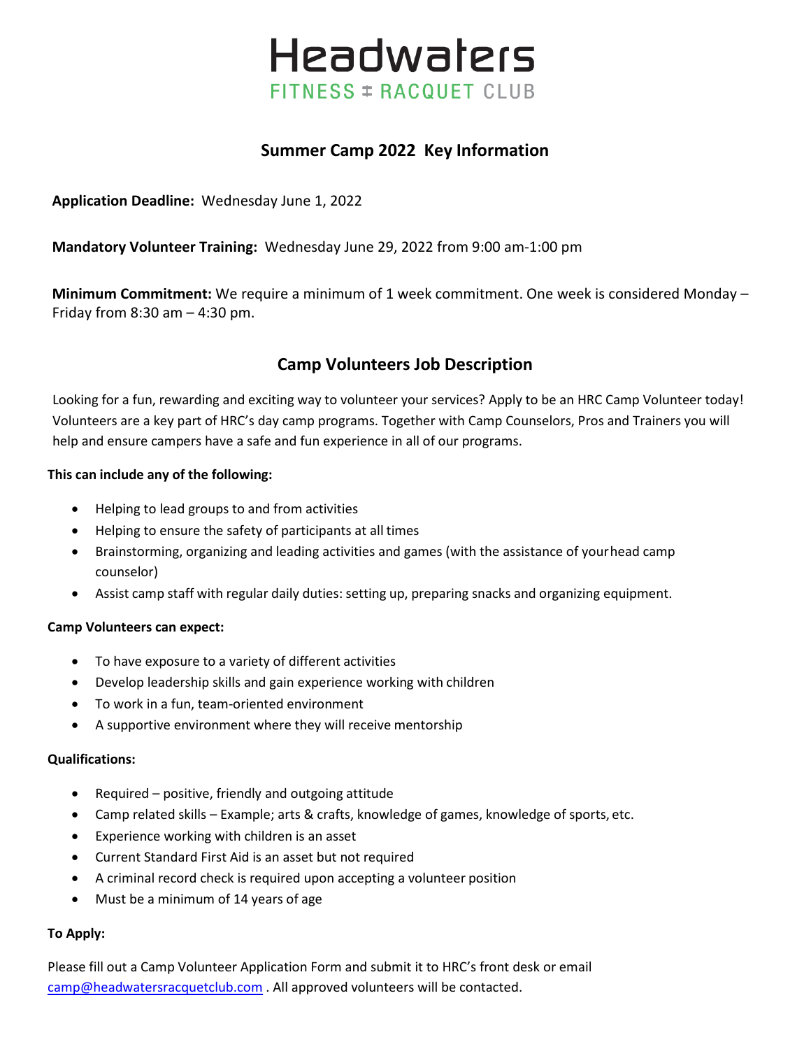# Headwaters

FITNESS + RACQUET CLUB

## Summer Camp 2022 Key Information

**Application Deadline:** Wednesday June 1, 2022

**Mandatory Volunteer Training:** Wednesday June 29, 2022 from 9:00 am-1:00 pm

**Minimum Commitment:** We require a minimum of 1 week commitment. One week is considered Monday – Friday from 8:30 am – 4:30 pm.

## Camp Volunteers Job Description

Looking for a fun, rewarding and exciting way to volunteer your services? Apply to be an HRC Camp Volunteer today! Volunteers are a key part of HRC's day camp programs. Together with Camp Counselors, Pros and Trainers you will help and ensure campers have a safe and fun experience in all of our programs.

**This can include any of the following:**

- Helping to lead groups to and from activities
- Helping to ensure the safety of participants at all times
- Brainstorming, organizing and leading activities and games (with the assistance of your head camp counselor)
- Assist camp staff with regular daily duties: setting up, preparing snacks and organizing equipment.

**Camp Volunteers can expect:**

- To have exposure to a variety of different activities
- Develop leadership skills and gain experience working with children
- To work in a fun, team-oriented environment
- A supportive environment where they will receive mentorship

**Qualifications:**

- Required – positive, friendly and outgoing attitude
- Camp related skills – Example; arts & crafts, knowledge of games, knowledge of sports, etc.
- Experience working with children is an asset
- Current Standard First Aid is an asset but not required
- A criminal record check is required upon accepting a volunteer position
- Must be a minimum of 14 years of age

**To Apply:**

Please fill out a Camp Volunteer Application Form and submit it to HRC's front desk or email camp@headwatersracquetclub.com . All approved volunteers will be contacted.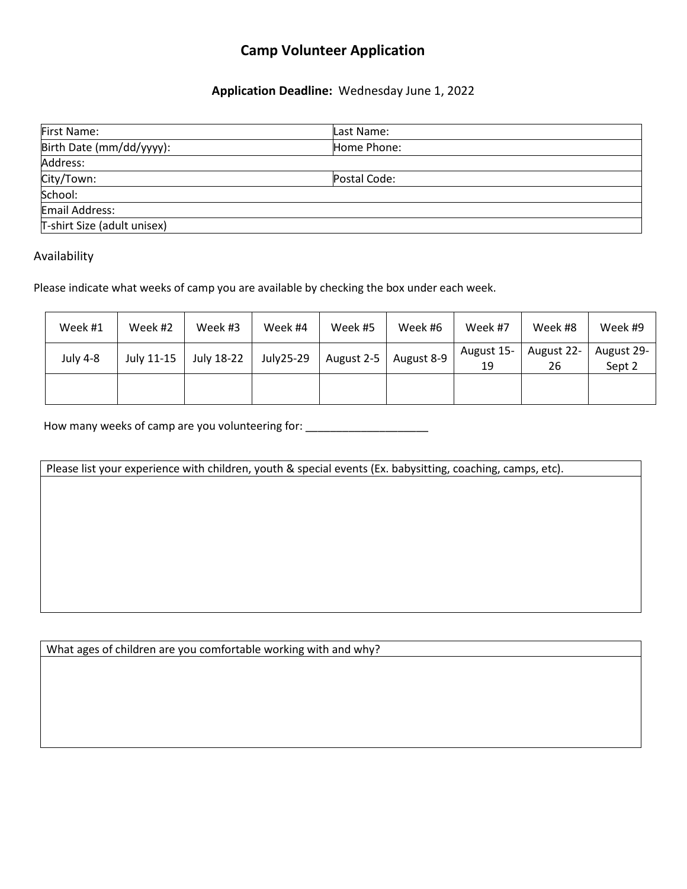# Camp Volunteer Application

**Application Deadline:** Wednesday June 1, 2022

| First Name: | Last Name: |
|---|---|
| Birth Date (mm/dd/yyyy): | Home Phone: |
| Address: | |
| City/Town: | Postal Code: |
| School: | |
| Email Address: | |
| T-shirt Size (adult unisex) | |

Availability

Please indicate what weeks of camp you are available by checking the box under each week.

| Week #1 | Week #2 | Week #3 | Week #4 | Week #5 | Week #6 | Week #7 | Week #8 | Week #9 |
|---|---|---|---|---|---|---|---|---|
| July 4-8 | July 11-15 | July 18-22 | July25-29 | August 2-5 | August 8-9 | August 15-19 | August 22-26 | August 29-Sept 2 |
| | | | | | | | | |

How many weeks of camp are you volunteering for: ____________________

| Please list your experience with children, youth & special events (Ex. babysitting, coaching, camps, etc). |
|---|
| |

| What ages of children are you comfortable working with and why? |
|---|
| |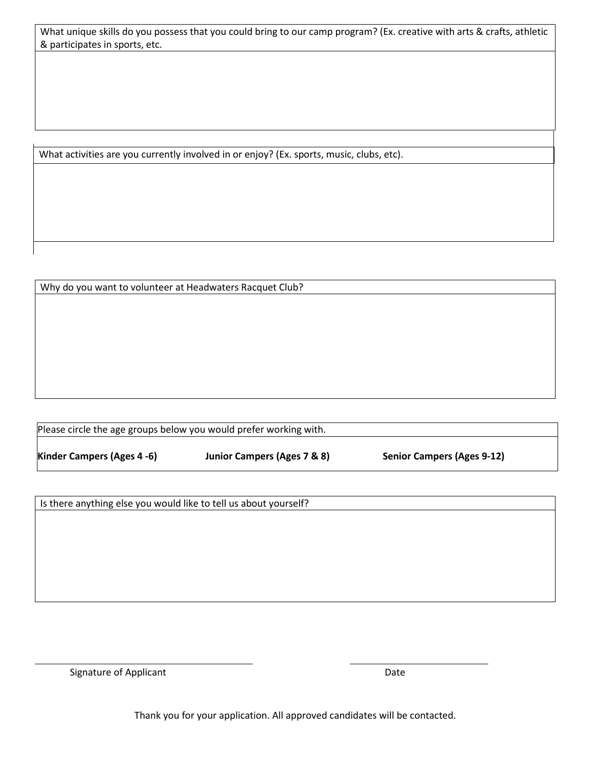What unique skills do you possess that you could bring to our camp program? (Ex. creative with arts & crafts, athletic & participates in sports, etc.

What activities are you currently involved in or enjoy? (Ex. sports, music, clubs, etc).

Why do you want to volunteer at Headwaters Racquet Club?

Please circle the age groups below you would prefer working with.

| | | |
|---|---|---|
| **Kinder Campers (Ages 4 -6)** | **Junior Campers (Ages 7 & 8)** | **Senior Campers (Ages 9-12)** |

Is there anything else you would like to tell us about yourself?

Signature of Applicant

Date

Thank you for your application. All approved candidates will be contacted.